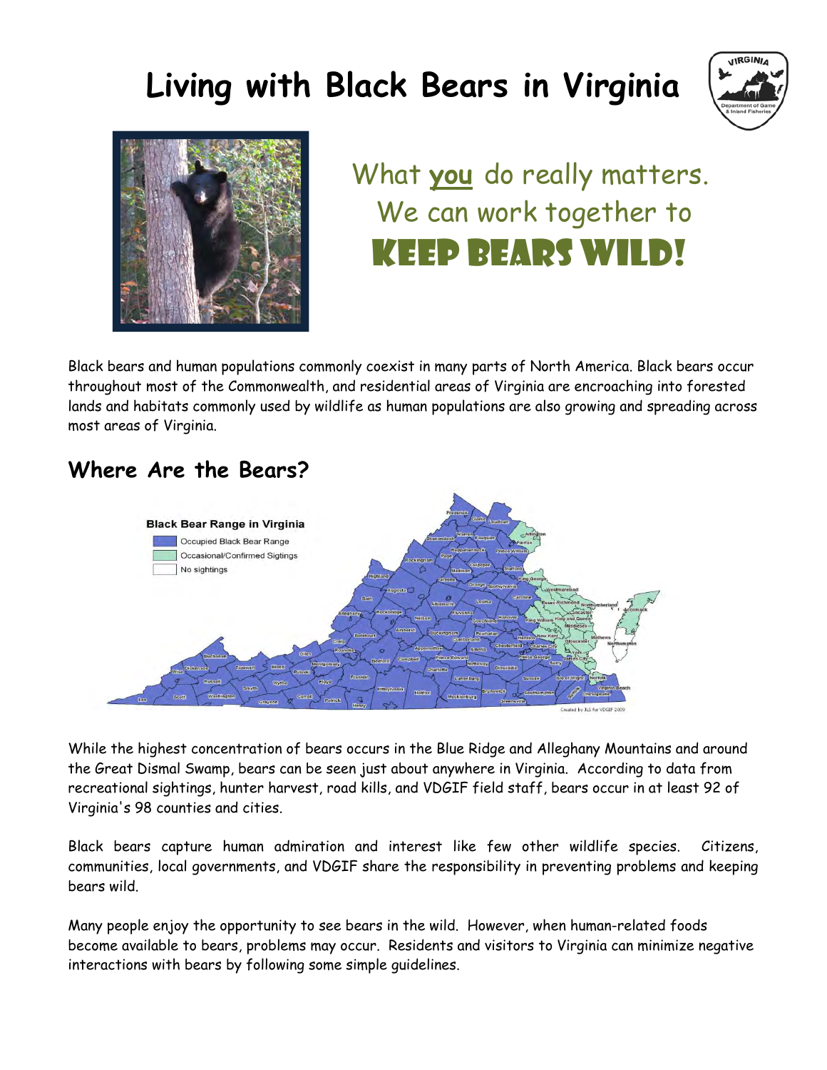# Living with Black Bears in Virginia

What **you** do really matters.
We can work together to
**KEEP BEARS WILD!**

Black bears and human populations commonly coexist in many parts of North America. Black bears occur throughout most of the Commonwealth, and residential areas of Virginia are encroaching into forested lands and habitats commonly used by wildlife as human populations are also growing and spreading across most areas of Virginia.

## Where Are the Bears?

While the highest concentration of bears occurs in the Blue Ridge and Alleghany Mountains and around the Great Dismal Swamp, bears can be seen just about anywhere in Virginia. According to data from recreational sightings, hunter harvest, road kills, and VDGIF field staff, bears occur in at least 92 of Virginia's 98 counties and cities.

Black bears capture human admiration and interest like few other wildlife species. Citizens, communities, local governments, and VDGIF share the responsibility in preventing problems and keeping bears wild.

Many people enjoy the opportunity to see bears in the wild. However, when human-related foods become available to bears, problems may occur. Residents and visitors to Virginia can minimize negative interactions with bears by following some simple guidelines.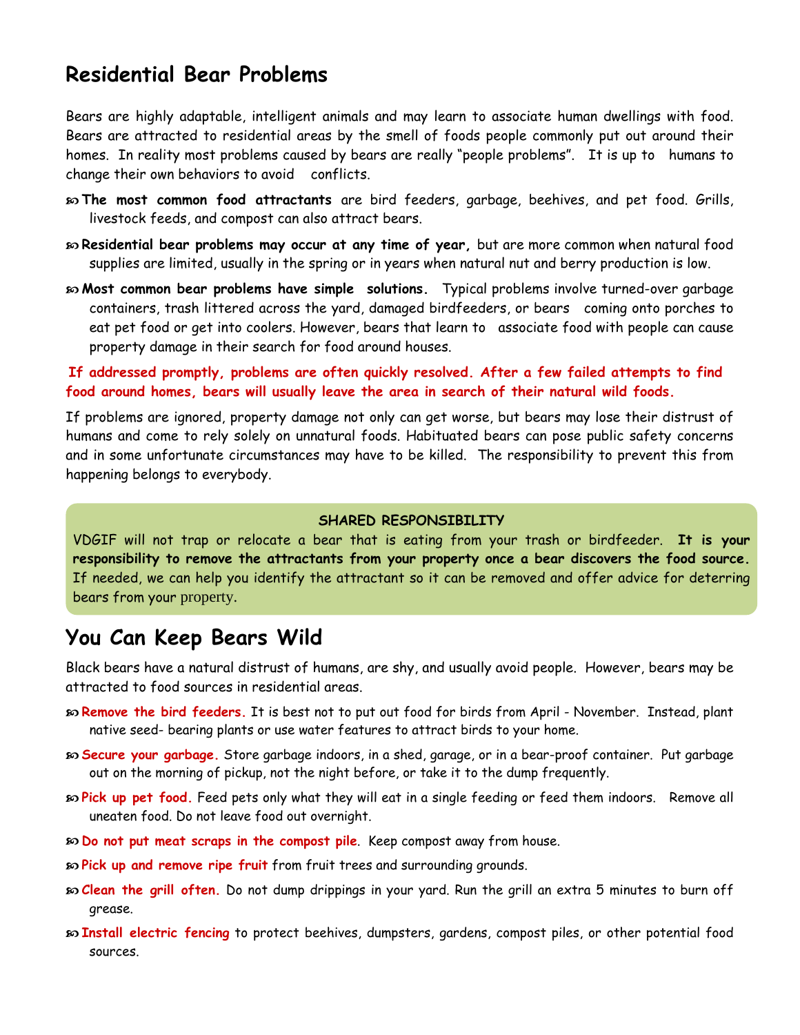## Residential Bear Problems

Bears are highly adaptable, intelligent animals and may learn to associate human dwellings with food. Bears are attracted to residential areas by the smell of foods people commonly put out around their homes. In reality most problems caused by bears are really "people problems". It is up to humans to change their own behaviors to avoid conflicts.

- **The most common food attractants** are bird feeders, garbage, beehives, and pet food. Grills, livestock feeds, and compost can also attract bears.
- **Residential bear problems may occur at any time of year,** but are more common when natural food supplies are limited, usually in the spring or in years when natural nut and berry production is low.
- **Most common bear problems have simple solutions.** Typical problems involve turned-over garbage containers, trash littered across the yard, damaged birdfeeders, or bears coming onto porches to eat pet food or get into coolers. However, bears that learn to associate food with people can cause property damage in their search for food around houses.

**If addressed promptly, problems are often quickly resolved. After a few failed attempts to find food around homes, bears will usually leave the area in search of their natural wild foods.**

If problems are ignored, property damage not only can get worse, but bears may lose their distrust of humans and come to rely solely on unnatural foods. Habituated bears can pose public safety concerns and in some unfortunate circumstances may have to be killed. The responsibility to prevent this from happening belongs to everybody.

**SHARED RESPONSIBILITY**

VDGIF will not trap or relocate a bear that is eating from your trash or birdfeeder. **It is your responsibility to remove the attractants from your property once a bear discovers the food source.** If needed, we can help you identify the attractant so it can be removed and offer advice for deterring bears from your property.

## You Can Keep Bears Wild

Black bears have a natural distrust of humans, are shy, and usually avoid people. However, bears may be attracted to food sources in residential areas.

- **Remove the bird feeders.** It is best not to put out food for birds from April - November. Instead, plant native seed- bearing plants or use water features to attract birds to your home.
- **Secure your garbage.** Store garbage indoors, in a shed, garage, or in a bear-proof container. Put garbage out on the morning of pickup, not the night before, or take it to the dump frequently.
- **Pick up pet food.** Feed pets only what they will eat in a single feeding or feed them indoors. Remove all uneaten food. Do not leave food out overnight.
- **Do not put meat scraps in the compost pile**. Keep compost away from house.
- **Pick up and remove ripe fruit** from fruit trees and surrounding grounds.
- **Clean the grill often.** Do not dump drippings in your yard. Run the grill an extra 5 minutes to burn off grease.
- **Install electric fencing** to protect beehives, dumpsters, gardens, compost piles, or other potential food sources.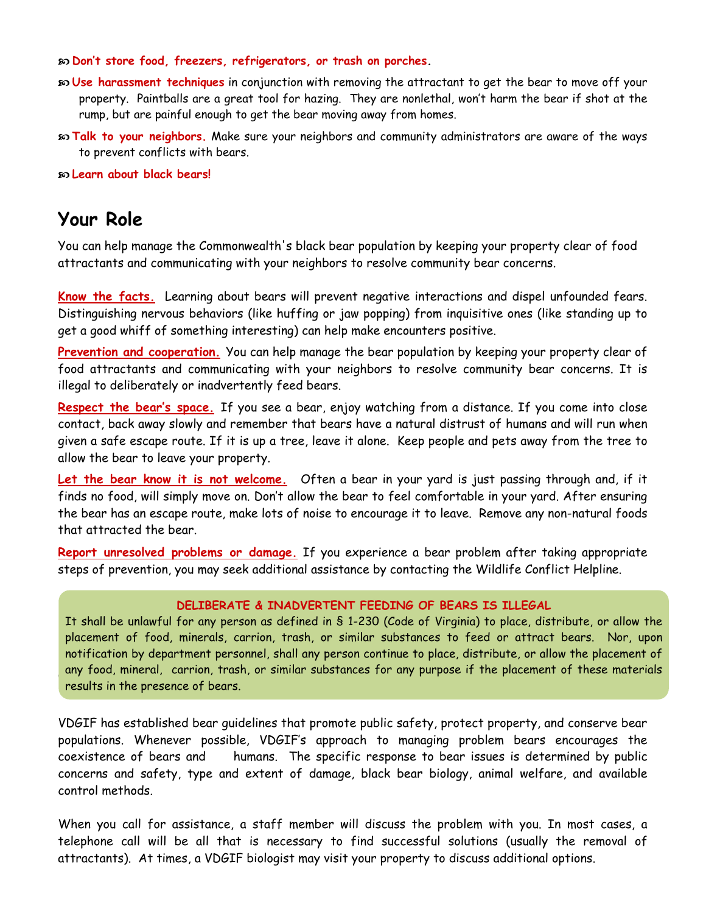- **Don't store food, freezers, refrigerators, or trash on porches.**
- **Use harassment techniques** in conjunction with removing the attractant to get the bear to move off your property. Paintballs are a great tool for hazing. They are nonlethal, won't harm the bear if shot at the rump, but are painful enough to get the bear moving away from homes.
- **Talk to your neighbors.** Make sure your neighbors and community administrators are aware of the ways to prevent conflicts with bears.
- **Learn about black bears!**

## Your Role

You can help manage the Commonwealth's black bear population by keeping your property clear of food attractants and communicating with your neighbors to resolve community bear concerns.

**Know the facts.** Learning about bears will prevent negative interactions and dispel unfounded fears. Distinguishing nervous behaviors (like huffing or jaw popping) from inquisitive ones (like standing up to get a good whiff of something interesting) can help make encounters positive.

**Prevention and cooperation.** You can help manage the bear population by keeping your property clear of food attractants and communicating with your neighbors to resolve community bear concerns. It is illegal to deliberately or inadvertently feed bears.

**Respect the bear's space.** If you see a bear, enjoy watching from a distance. If you come into close contact, back away slowly and remember that bears have a natural distrust of humans and will run when given a safe escape route. If it is up a tree, leave it alone. Keep people and pets away from the tree to allow the bear to leave your property.

**Let the bear know it is not welcome.** Often a bear in your yard is just passing through and, if it finds no food, will simply move on. Don't allow the bear to feel comfortable in your yard. After ensuring the bear has an escape route, make lots of noise to encourage it to leave. Remove any non-natural foods that attracted the bear.

**Report unresolved problems or damage.** If you experience a bear problem after taking appropriate steps of prevention, you may seek additional assistance by contacting the Wildlife Conflict Helpline.

**DELIBERATE & INADVERTENT FEEDING OF BEARS IS ILLEGAL**

It shall be unlawful for any person as defined in § 1-230 (Code of Virginia) to place, distribute, or allow the placement of food, minerals, carrion, trash, or similar substances to feed or attract bears. Nor, upon notification by department personnel, shall any person continue to place, distribute, or allow the placement of any food, mineral, carrion, trash, or similar substances for any purpose if the placement of these materials results in the presence of bears.

VDGIF has established bear guidelines that promote public safety, protect property, and conserve bear populations. Whenever possible, VDGIF's approach to managing problem bears encourages the coexistence of bears and humans. The specific response to bear issues is determined by public concerns and safety, type and extent of damage, black bear biology, animal welfare, and available control methods.

When you call for assistance, a staff member will discuss the problem with you. In most cases, a telephone call will be all that is necessary to find successful solutions (usually the removal of attractants). At times, a VDGIF biologist may visit your property to discuss additional options.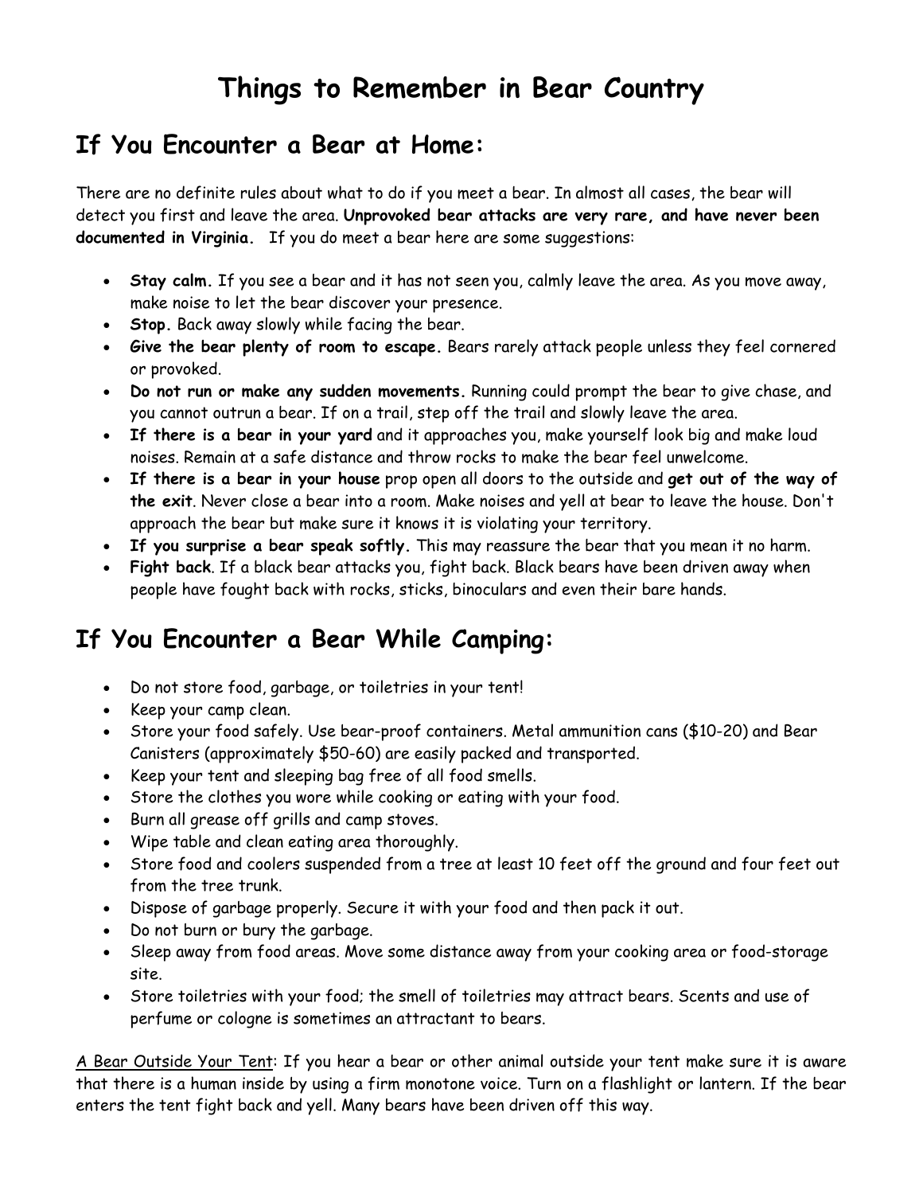# Things to Remember in Bear Country

## If You Encounter a Bear at Home:

There are no definite rules about what to do if you meet a bear. In almost all cases, the bear will detect you first and leave the area. **Unprovoked bear attacks are very rare, and have never been documented in Virginia.** If you do meet a bear here are some suggestions:

- **Stay calm.** If you see a bear and it has not seen you, calmly leave the area. As you move away, make noise to let the bear discover your presence.
- **Stop.** Back away slowly while facing the bear.
- **Give the bear plenty of room to escape.** Bears rarely attack people unless they feel cornered or provoked.
- **Do not run or make any sudden movements.** Running could prompt the bear to give chase, and you cannot outrun a bear. If on a trail, step off the trail and slowly leave the area.
- **If there is a bear in your yard** and it approaches you, make yourself look big and make loud noises. Remain at a safe distance and throw rocks to make the bear feel unwelcome.
- **If there is a bear in your house** prop open all doors to the outside and **get out of the way of the exit**. Never close a bear into a room. Make noises and yell at bear to leave the house. Don't approach the bear but make sure it knows it is violating your territory.
- **If you surprise a bear speak softly.** This may reassure the bear that you mean it no harm.
- **Fight back**. If a black bear attacks you, fight back. Black bears have been driven away when people have fought back with rocks, sticks, binoculars and even their bare hands.

## If You Encounter a Bear While Camping:

- Do not store food, garbage, or toiletries in your tent!
- Keep your camp clean.
- Store your food safely. Use bear-proof containers. Metal ammunition cans ($10-20) and Bear Canisters (approximately $50-60) are easily packed and transported.
- Keep your tent and sleeping bag free of all food smells.
- Store the clothes you wore while cooking or eating with your food.
- Burn all grease off grills and camp stoves.
- Wipe table and clean eating area thoroughly.
- Store food and coolers suspended from a tree at least 10 feet off the ground and four feet out from the tree trunk.
- Dispose of garbage properly. Secure it with your food and then pack it out.
- Do not burn or bury the garbage.
- Sleep away from food areas. Move some distance away from your cooking area or food-storage site.
- Store toiletries with your food; the smell of toiletries may attract bears. Scents and use of perfume or cologne is sometimes an attractant to bears.

<u>A Bear Outside Your Tent</u>: If you hear a bear or other animal outside your tent make sure it is aware that there is a human inside by using a firm monotone voice. Turn on a flashlight or lantern. If the bear enters the tent fight back and yell. Many bears have been driven off this way.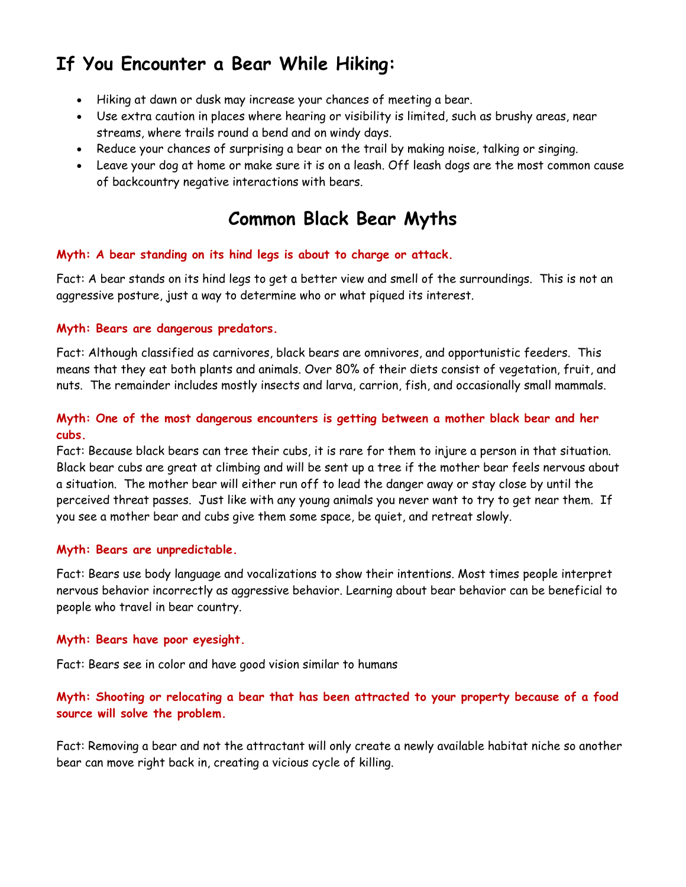## If You Encounter a Bear While Hiking:

- Hiking at dawn or dusk may increase your chances of meeting a bear.
- Use extra caution in places where hearing or visibility is limited, such as brushy areas, near streams, where trails round a bend and on windy days.
- Reduce your chances of surprising a bear on the trail by making noise, talking or singing.
- Leave your dog at home or make sure it is on a leash. Off leash dogs are the most common cause of backcountry negative interactions with bears.

## Common Black Bear Myths

**Myth: A bear standing on its hind legs is about to charge or attack.**

Fact: A bear stands on its hind legs to get a better view and smell of the surroundings. This is not an aggressive posture, just a way to determine who or what piqued its interest.

**Myth: Bears are dangerous predators.**

Fact: Although classified as carnivores, black bears are omnivores, and opportunistic feeders. This means that they eat both plants and animals. Over 80% of their diets consist of vegetation, fruit, and nuts. The remainder includes mostly insects and larva, carrion, fish, and occasionally small mammals.

**Myth: One of the most dangerous encounters is getting between a mother black bear and her cubs.**

Fact: Because black bears can tree their cubs, it is rare for them to injure a person in that situation. Black bear cubs are great at climbing and will be sent up a tree if the mother bear feels nervous about a situation. The mother bear will either run off to lead the danger away or stay close by until the perceived threat passes. Just like with any young animals you never want to try to get near them. If you see a mother bear and cubs give them some space, be quiet, and retreat slowly.

**Myth: Bears are unpredictable.**

Fact: Bears use body language and vocalizations to show their intentions. Most times people interpret nervous behavior incorrectly as aggressive behavior. Learning about bear behavior can be beneficial to people who travel in bear country.

**Myth: Bears have poor eyesight.**

Fact: Bears see in color and have good vision similar to humans

**Myth: Shooting or relocating a bear that has been attracted to your property because of a food source will solve the problem.**

Fact: Removing a bear and not the attractant will only create a newly available habitat niche so another bear can move right back in, creating a vicious cycle of killing.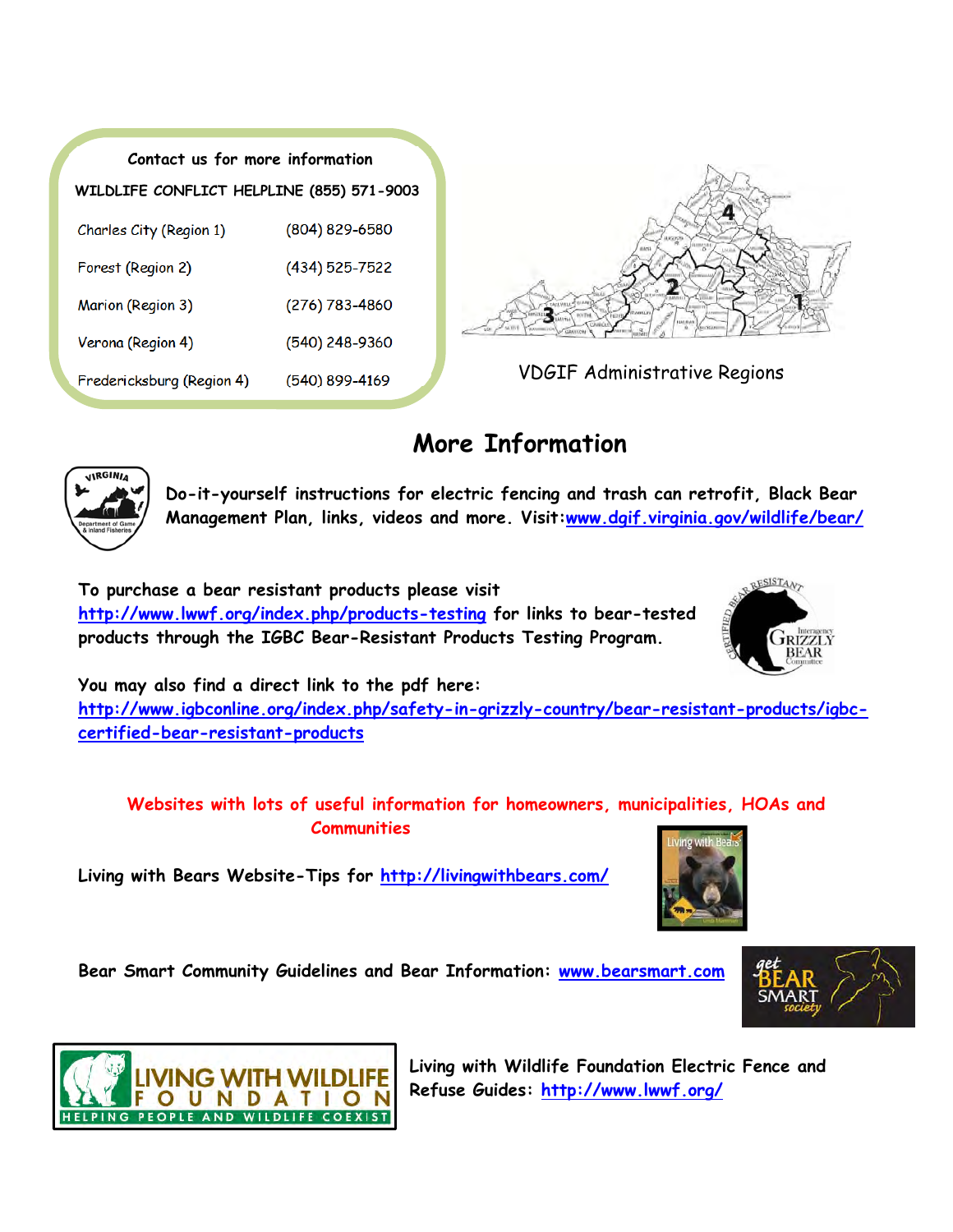Contact us for more information

WILDLIFE CONFLICT HELPLINE (855) 571-9003

| | |
|---|---|
| Charles City (Region 1) | (804) 829-6580 |
| Forest (Region 2) | (434) 525-7522 |
| Marion (Region 3) | (276) 783-4860 |
| Verona (Region 4) | (540) 248-9360 |
| Fredericksburg (Region 4) | (540) 899-4169 |

VDGIF Administrative Regions

## More Information

**Do-it-yourself instructions for electric fencing and trash can retrofit, Black Bear Management Plan, links, videos and more. Visit:www.dgif.virginia.gov/wildlife/bear/**

**To purchase a bear resistant products please visit http://www.lwwf.org/index.php/products-testing for links to bear-tested products through the IGBC Bear-Resistant Products Testing Program.**

**You may also find a direct link to the pdf here: http://www.igbconline.org/index.php/safety-in-grizzly-country/bear-resistant-products/igbc-certified-bear-resistant-products**

**Websites with lots of useful information for homeowners, municipalities, HOAs and Communities**

**Living with Bears Website-Tips for http://livingwithbears.com/**

**Bear Smart Community Guidelines and Bear Information: www.bearsmart.com**

**Living with Wildlife Foundation Electric Fence and Refuse Guides: http://www.lwwf.org/**